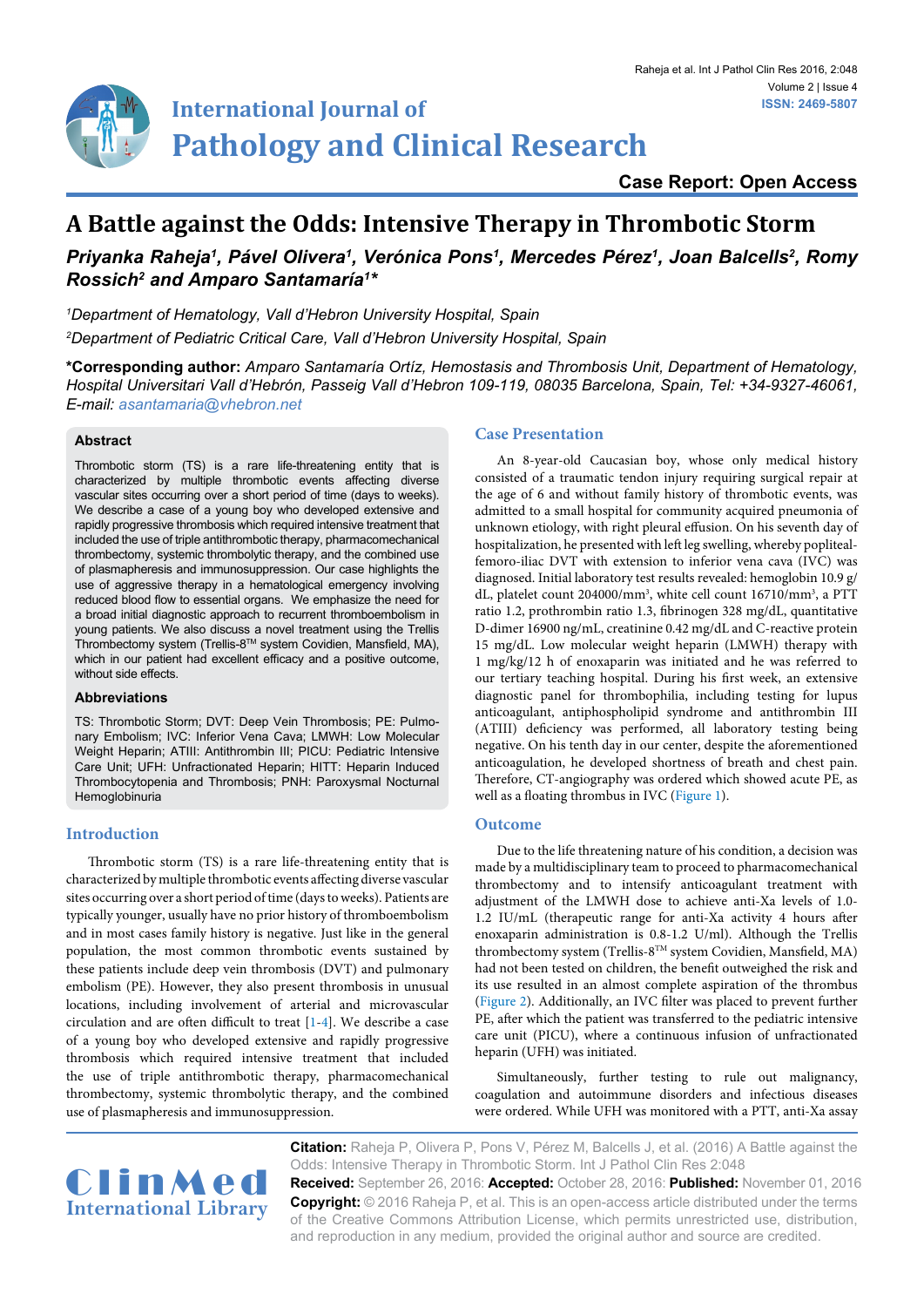# A Battle against the Odds: Intensive Therapy in Thrombotic Storm

***Priyanka Raheja[1], Pável Olivera[1], Verónica Pons[1], Mercedes Pérez[1], Joan Balcells[2], Romy Rossich[2] and Amparo Santamaría[1]****

*[1]Department of Hematology, Vall d'Hebron University Hospital, Spain*

*[2]Department of Pediatric Critical Care, Vall d'Hebron University Hospital, Spain*

**\*Corresponding author:** *Amparo Santamaría Ortíz, Hemostasis and Thrombosis Unit, Department of Hematology, Hospital Universitari Vall d'Hebrón, Passeig Vall d'Hebron 109-119, 08035 Barcelona, Spain, Tel: +34-9327-46061, E-mail: asantamaria@vhebron.net*

## Abstract

Thrombotic storm (TS) is a rare life-threatening entity that is characterized by multiple thrombotic events affecting diverse vascular sites occurring over a short period of time (days to weeks). We describe a case of a young boy who developed extensive and rapidly progressive thrombosis which required intensive treatment that included the use of triple antithrombotic therapy, pharmacomechanical thrombectomy, systemic thrombolytic therapy, and the combined use of plasmapheresis and immunosuppression. Our case highlights the use of aggressive therapy in a hematological emergency involving reduced blood flow to essential organs. We emphasize the need for a broad initial diagnostic approach to recurrent thromboembolism in young patients. We also discuss a novel treatment using the Trellis Thrombectomy system (Trellis-8™ system Covidien, Mansfield, MA), which in our patient had excellent efficacy and a positive outcome, without side effects.

## Abbreviations

TS: Thrombotic Storm; DVT: Deep Vein Thrombosis; PE: Pulmonary Embolism; IVC: Inferior Vena Cava; LMWH: Low Molecular Weight Heparin; ATIII: Antithrombin III; PICU: Pediatric Intensive Care Unit; UFH: Unfractionated Heparin; HITT: Heparin Induced Thrombocytopenia and Thrombosis; PNH: Paroxysmal Nocturnal Hemoglobinuria

## Introduction

Thrombotic storm (TS) is a rare life-threatening entity that is characterized by multiple thrombotic events affecting diverse vascular sites occurring over a short period of time (days to weeks). Patients are typically younger, usually have no prior history of thromboembolism and in most cases family history is negative. Just like in the general population, the most common thrombotic events sustained by these patients include deep vein thrombosis (DVT) and pulmonary embolism (PE). However, they also present thrombosis in unusual locations, including involvement of arterial and microvascular circulation and are often difficult to treat [1-4]. We describe a case of a young boy who developed extensive and rapidly progressive thrombosis which required intensive treatment that included the use of triple antithrombotic therapy, pharmacomechanical thrombectomy, systemic thrombolytic therapy, and the combined use of plasmapheresis and immunosuppression.

## Case Presentation

An 8-year-old Caucasian boy, whose only medical history consisted of a traumatic tendon injury requiring surgical repair at the age of 6 and without family history of thrombotic events, was admitted to a small hospital for community acquired pneumonia of unknown etiology, with right pleural effusion. On his seventh day of hospitalization, he presented with left leg swelling, whereby popliteal-femoro-iliac DVT with extension to inferior vena cava (IVC) was diagnosed. Initial laboratory test results revealed: hemoglobin 10.9 g/dL, platelet count 204000/mm$^3$, white cell count 16710/mm$^3$, a PTT ratio 1.2, prothrombin ratio 1.3, fibrinogen 328 mg/dL, quantitative D-dimer 16900 ng/mL, creatinine 0.42 mg/dL and C-reactive protein 15 mg/dL. Low molecular weight heparin (LMWH) therapy with 1 mg/kg/12 h of enoxaparin was initiated and he was referred to our tertiary teaching hospital. During his first week, an extensive diagnostic panel for thrombophilia, including testing for lupus anticoagulant, antiphospholipid syndrome and antithrombin III (ATIII) deficiency was performed, all laboratory testing being negative. On his tenth day in our center, despite the aforementioned anticoagulation, he developed shortness of breath and chest pain. Therefore, CT-angiography was ordered which showed acute PE, as well as a floating thrombus in IVC (Figure 1).

## Outcome

Due to the life threatening nature of his condition, a decision was made by a multidisciplinary team to proceed to pharmacomechanical thrombectomy and to intensify anticoagulant treatment with adjustment of the LMWH dose to achieve anti-Xa levels of 1.0-1.2 IU/mL (therapeutic range for anti-Xa activity 4 hours after enoxaparin administration is 0.8-1.2 U/ml). Although the Trellis thrombectomy system (Trellis-8™ system Covidien, Mansfield, MA) had not been tested on children, the benefit outweighed the risk and its use resulted in an almost complete aspiration of the thrombus (Figure 2). Additionally, an IVC filter was placed to prevent further PE, after which the patient was transferred to the pediatric intensive care unit (PICU), where a continuous infusion of unfractionated heparin (UFH) was initiated.

Simultaneously, further testing to rule out malignancy, coagulation and autoimmune disorders and infectious diseases were ordered. While UFH was monitored with a PTT, anti-Xa assay

**Citation:** Raheja P, Olivera P, Pons V, Pérez M, Balcells J, et al. (2016) A Battle against the Odds: Intensive Therapy in Thrombotic Storm. Int J Pathol Clin Res 2:048

**Received:** September 26, 2016: **Accepted:** October 28, 2016: **Published:** November 01, 2016

**Copyright:** © 2016 Raheja P, et al. This is an open-access article distributed under the terms of the Creative Commons Attribution License, which permits unrestricted use, distribution, and reproduction in any medium, provided the original author and source are credited.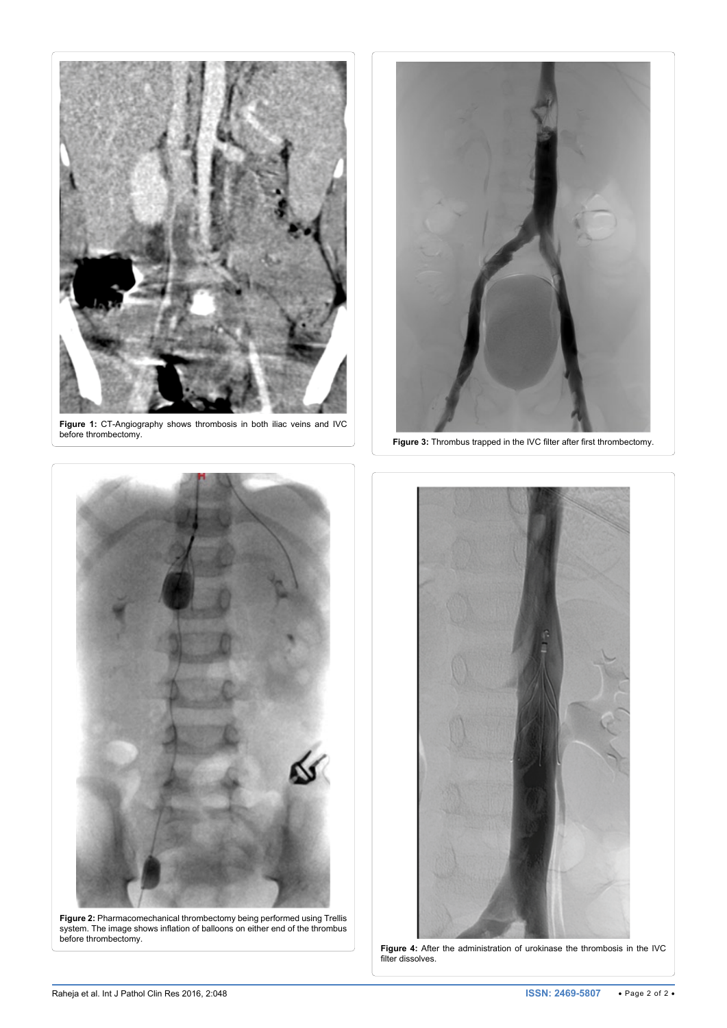**Figure 1:** CT-Angiography shows thrombosis in both iliac veins and IVC before thrombectomy.

**Figure 3:** Thrombus trapped in the IVC filter after first thrombectomy.

**Figure 2:** Pharmacomechanical thrombectomy being performed using Trellis system. The image shows inflation of balloons on either end of the thrombus before thrombectomy.

**Figure 4:** After the administration of urokinase the thrombosis in the IVC filter dissolves.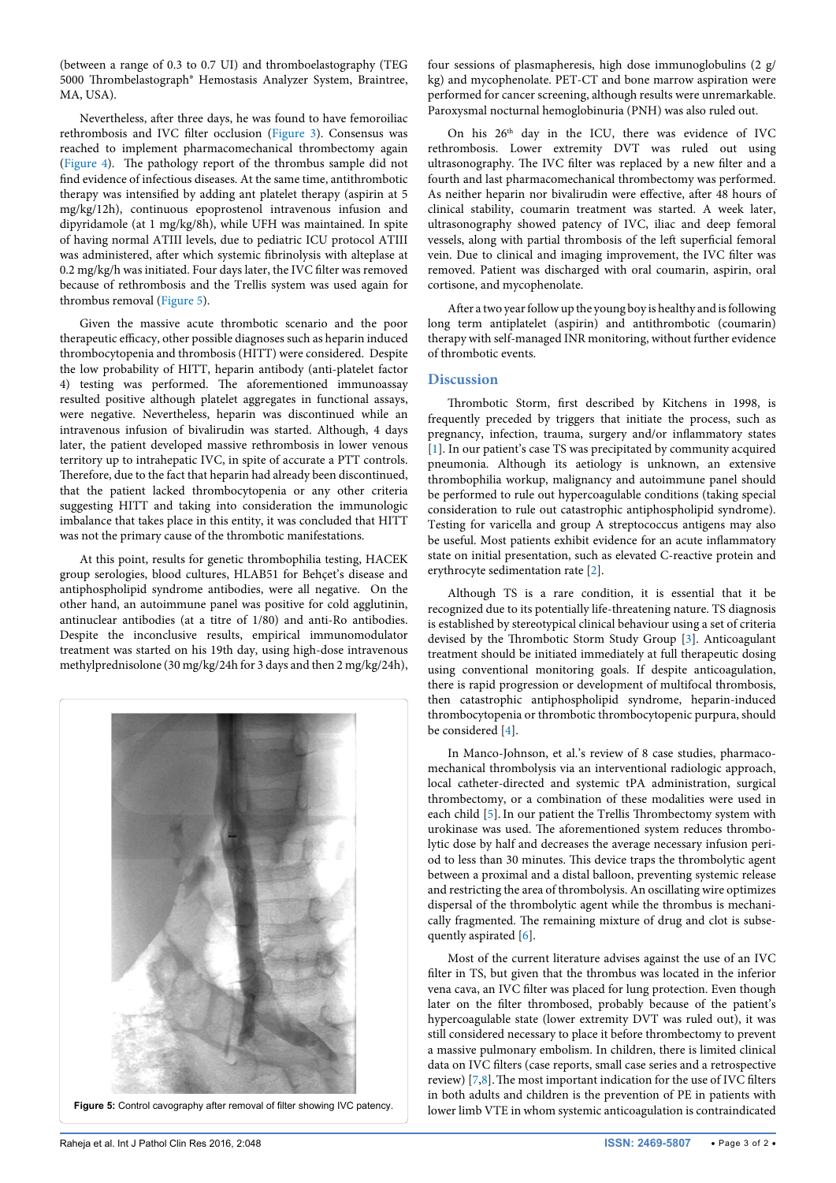(between a range of 0.3 to 0.7 UI) and thromboelastography (TEG 5000 Thrombelastograph® Hemostasis Analyzer System, Braintree, MA, USA).

Nevertheless, after three days, he was found to have femoroiliac rethrombosis and IVC filter occlusion (Figure 3). Consensus was reached to implement pharmacomechanical thrombectomy again (Figure 4). The pathology report of the thrombus sample did not find evidence of infectious diseases. At the same time, antithrombotic therapy was intensified by adding ant platelet therapy (aspirin at 5 mg/kg/12h), continuous epoprostenol intravenous infusion and dipyridamole (at 1 mg/kg/8h), while UFH was maintained. In spite of having normal ATIII levels, due to pediatric ICU protocol ATIII was administered, after which systemic fibrinolysis with alteplase at 0.2 mg/kg/h was initiated. Four days later, the IVC filter was removed because of rethrombosis and the Trellis system was used again for thrombus removal (Figure 5).

Given the massive acute thrombotic scenario and the poor therapeutic efficacy, other possible diagnoses such as heparin induced thrombocytopenia and thrombosis (HITT) were considered. Despite the low probability of HITT, heparin antibody (anti-platelet factor 4) testing was performed. The aforementioned immunoassay resulted positive although platelet aggregates in functional assays, were negative. Nevertheless, heparin was discontinued while an intravenous infusion of bivalirudin was started. Although, 4 days later, the patient developed massive rethrombosis in lower venous territory up to intrahepatic IVC, in spite of accurate a PTT controls. Therefore, due to the fact that heparin had already been discontinued, that the patient lacked thrombocytopenia or any other criteria suggesting HITT and taking into consideration the immunologic imbalance that takes place in this entity, it was concluded that HITT was not the primary cause of the thrombotic manifestations.

At this point, results for genetic thrombophilia testing, HACEK group serologies, blood cultures, HLAB51 for Behçet's disease and antiphospholipid syndrome antibodies, were all negative. On the other hand, an autoimmune panel was positive for cold agglutinin, antinuclear antibodies (at a titre of 1/80) and anti-Ro antibodies. Despite the inconclusive results, empirical immunomodulator treatment was started on his 19th day, using high-dose intravenous methylprednisolone (30 mg/kg/24h for 3 days and then 2 mg/kg/24h), four sessions of plasmapheresis, high dose immunoglobulins (2 g/kg) and mycophenolate. PET-CT and bone marrow aspiration were performed for cancer screening, although results were unremarkable. Paroxysmal nocturnal hemoglobinuria (PNH) was also ruled out.

Figure 5: Control cavography after removal of filter showing IVC patency.

On his 26th day in the ICU, there was evidence of IVC rethrombosis. Lower extremity DVT was ruled out using ultrasonography. The IVC filter was replaced by a new filter and a fourth and last pharmacomechanical thrombectomy was performed. As neither heparin nor bivalirudin were effective, after 48 hours of clinical stability, coumarin treatment was started. A week later, ultrasonography showed patency of IVC, iliac and deep femoral vessels, along with partial thrombosis of the left superficial femoral vein. Due to clinical and imaging improvement, the IVC filter was removed. Patient was discharged with oral coumarin, aspirin, oral cortisone, and mycophenolate.

After a two year follow up the young boy is healthy and is following long term antiplatelet (aspirin) and antithrombotic (coumarin) therapy with self-managed INR monitoring, without further evidence of thrombotic events.

## Discussion

Thrombotic Storm, first described by Kitchens in 1998, is frequently preceded by triggers that initiate the process, such as pregnancy, infection, trauma, surgery and/or inflammatory states [1]. In our patient's case TS was precipitated by community acquired pneumonia. Although its aetiology is unknown, an extensive thrombophilia workup, malignancy and autoimmune panel should be performed to rule out hypercoagulable conditions (taking special consideration to rule out catastrophic antiphospholipid syndrome). Testing for varicella and group A streptococcus antigens may also be useful. Most patients exhibit evidence for an acute inflammatory state on initial presentation, such as elevated C-reactive protein and erythrocyte sedimentation rate [2].

Although TS is a rare condition, it is essential that it be recognized due to its potentially life-threatening nature. TS diagnosis is established by stereotypical clinical behaviour using a set of criteria devised by the Thrombotic Storm Study Group [3]. Anticoagulant treatment should be initiated immediately at full therapeutic dosing using conventional monitoring goals. If despite anticoagulation, there is rapid progression or development of multifocal thrombosis, then catastrophic antiphospholipid syndrome, heparin-induced thrombocytopenia or thrombotic thrombocytopenic purpura, should be considered [4].

In Manco-Johnson, et al.'s review of 8 case studies, pharmaco-mechanical thrombolysis via an interventional radiologic approach, local catheter-directed and systemic tPA administration, surgical thrombectomy, or a combination of these modalities were used in each child [5]. In our patient the Trellis Thrombectomy system with urokinase was used. The aforementioned system reduces thrombolytic dose by half and decreases the average necessary infusion period to less than 30 minutes. This device traps the thrombolytic agent between a proximal and a distal balloon, preventing systemic release and restricting the area of thrombolysis. An oscillating wire optimizes dispersal of the thrombolytic agent while the thrombus is mechanically fragmented. The remaining mixture of drug and clot is subsequently aspirated [6].

Most of the current literature advises against the use of an IVC filter in TS, but given that the thrombus was located in the inferior vena cava, an IVC filter was placed for lung protection. Even though later on the filter thrombosed, probably because of the patient's hypercoagulable state (lower extremity DVT was ruled out), it was still considered necessary to place it before thrombectomy to prevent a massive pulmonary embolism. In children, there is limited clinical data on IVC filters (case reports, small case series and a retrospective review) [7,8]. The most important indication for the use of IVC filters in both adults and children is the prevention of PE in patients with lower limb VTE in whom systemic anticoagulation is contraindicated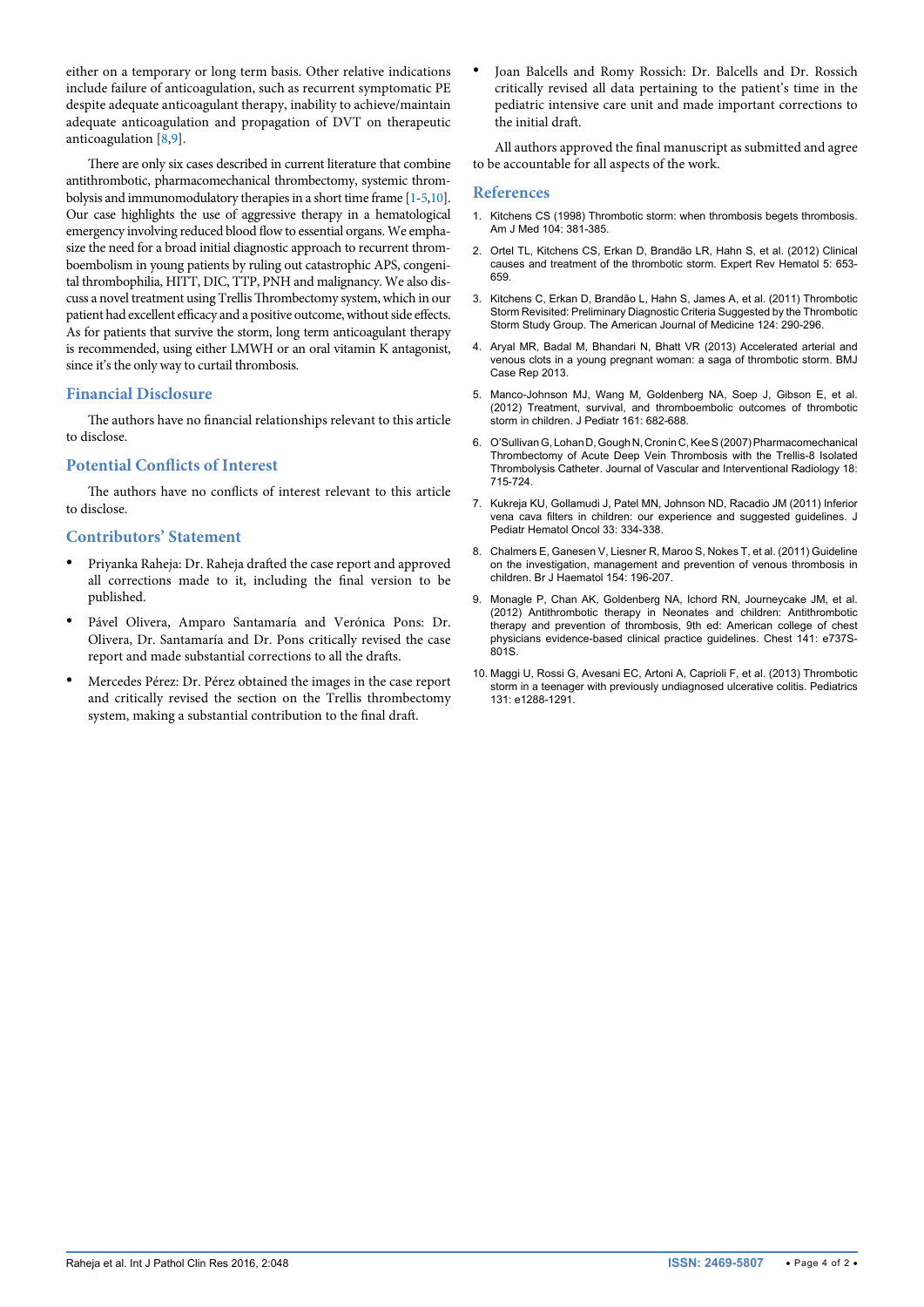either on a temporary or long term basis. Other relative indications include failure of anticoagulation, such as recurrent symptomatic PE despite adequate anticoagulant therapy, inability to achieve/maintain adequate anticoagulation and propagation of DVT on therapeutic anticoagulation [8,9].

There are only six cases described in current literature that combine antithrombotic, pharmacomechanical thrombectomy, systemic thrombolysis and immunomodulatory therapies in a short time frame [1-5,10]. Our case highlights the use of aggressive therapy in a hematological emergency involving reduced blood flow to essential organs. We emphasize the need for a broad initial diagnostic approach to recurrent thromboembolism in young patients by ruling out catastrophic APS, congenital thrombophilia, HITT, DIC, TTP, PNH and malignancy. We also discuss a novel treatment using Trellis Thrombectomy system, which in our patient had excellent efficacy and a positive outcome, without side effects. As for patients that survive the storm, long term anticoagulant therapy is recommended, using either LMWH or an oral vitamin K antagonist, since it's the only way to curtail thrombosis.

## Financial Disclosure

The authors have no financial relationships relevant to this article to disclose.

## Potential Conflicts of Interest

The authors have no conflicts of interest relevant to this article to disclose.

## Contributors' Statement

- Priyanka Raheja: Dr. Raheja drafted the case report and approved all corrections made to it, including the final version to be published.
- Pável Olivera, Amparo Santamaría and Verónica Pons: Dr. Olivera, Dr. Santamaría and Dr. Pons critically revised the case report and made substantial corrections to all the drafts.
- Mercedes Pérez: Dr. Pérez obtained the images in the case report and critically revised the section on the Trellis thrombectomy system, making a substantial contribution to the final draft.
- Joan Balcells and Romy Rossich: Dr. Balcells and Dr. Rossich critically revised all data pertaining to the patient's time in the pediatric intensive care unit and made important corrections to the initial draft.

All authors approved the final manuscript as submitted and agree to be accountable for all aspects of the work.

## References

1. Kitchens CS (1998) Thrombotic storm: when thrombosis begets thrombosis. Am J Med 104: 381-385.
2. Ortel TL, Kitchens CS, Erkan D, Brandão LR, Hahn S, et al. (2012) Clinical causes and treatment of the thrombotic storm. Expert Rev Hematol 5: 653-659.
3. Kitchens C, Erkan D, Brandão L, Hahn S, James A, et al. (2011) Thrombotic Storm Revisited: Preliminary Diagnostic Criteria Suggested by the Thrombotic Storm Study Group. The American Journal of Medicine 124: 290-296.
4. Aryal MR, Badal M, Bhandari N, Bhatt VR (2013) Accelerated arterial and venous clots in a young pregnant woman: a saga of thrombotic storm. BMJ Case Rep 2013.
5. Manco-Johnson MJ, Wang M, Goldenberg NA, Soep J, Gibson E, et al. (2012) Treatment, survival, and thromboembolic outcomes of thrombotic storm in children. J Pediatr 161: 682-688.
6. O'Sullivan G, Lohan D, Gough N, Cronin C, Kee S (2007) Pharmacomechanical Thrombectomy of Acute Deep Vein Thrombosis with the Trellis-8 Isolated Thrombolysis Catheter. Journal of Vascular and Interventional Radiology 18: 715-724.
7. Kukreja KU, Gollamudi J, Patel MN, Johnson ND, Racadio JM (2011) Inferior vena cava filters in children: our experience and suggested guidelines. J Pediatr Hematol Oncol 33: 334-338.
8. Chalmers E, Ganesen V, Liesner R, Maroo S, Nokes T, et al. (2011) Guideline on the investigation, management and prevention of venous thrombosis in children. Br J Haematol 154: 196-207.
9. Monagle P, Chan AK, Goldenberg NA, Ichord RN, Journeycake JM, et al. (2012) Antithrombotic therapy in Neonates and children: Antithrombotic therapy and prevention of thrombosis, 9th ed: American college of chest physicians evidence-based clinical practice guidelines. Chest 141: e737S-801S.
10. Maggi U, Rossi G, Avesani EC, Artoni A, Caprioli F, et al. (2013) Thrombotic storm in a teenager with previously undiagnosed ulcerative colitis. Pediatrics 131: e1288-1291.